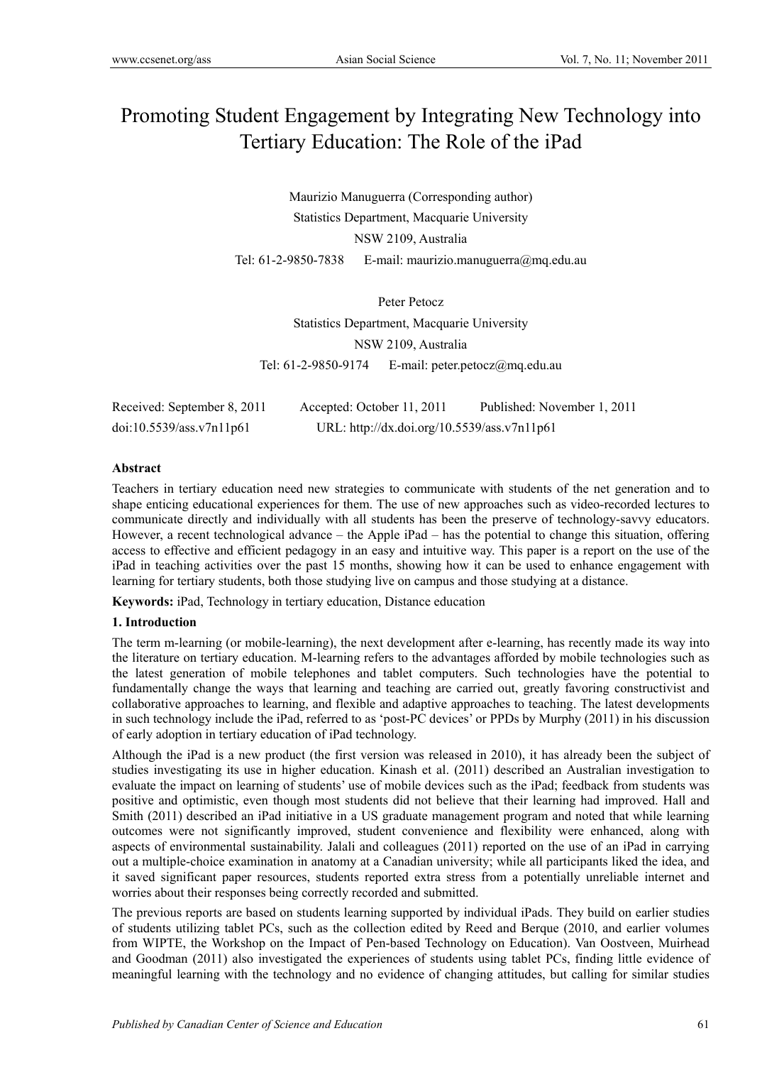# Promoting Student Engagement by Integrating New Technology into Tertiary Education: The Role of the iPad

Maurizio Manuguerra (Corresponding author)
Statistics Department, Macquarie University
NSW 2109, Australia
Tel: 61-2-9850-7838 E-mail: maurizio.manuguerra@mq.edu.au

Peter Petocz
Statistics Department, Macquarie University
NSW 2109, Australia
Tel: 61-2-9850-9174 E-mail: peter.petocz@mq.edu.au

Received: September 8, 2011 Accepted: October 11, 2011 Published: November 1, 2011
doi:10.5539/ass.v7n11p61 URL: http://dx.doi.org/10.5539/ass.v7n11p61

**Abstract**

Teachers in tertiary education need new strategies to communicate with students of the net generation and to shape enticing educational experiences for them. The use of new approaches such as video-recorded lectures to communicate directly and individually with all students has been the preserve of technology-savvy educators. However, a recent technological advance – the Apple iPad – has the potential to change this situation, offering access to effective and efficient pedagogy in an easy and intuitive way. This paper is a report on the use of the iPad in teaching activities over the past 15 months, showing how it can be used to enhance engagement with learning for tertiary students, both those studying live on campus and those studying at a distance.

**Keywords:** iPad, Technology in tertiary education, Distance education

## 1. Introduction

The term m-learning (or mobile-learning), the next development after e-learning, has recently made its way into the literature on tertiary education. M-learning refers to the advantages afforded by mobile technologies such as the latest generation of mobile telephones and tablet computers. Such technologies have the potential to fundamentally change the ways that learning and teaching are carried out, greatly favoring constructivist and collaborative approaches to learning, and flexible and adaptive approaches to teaching. The latest developments in such technology include the iPad, referred to as 'post-PC devices' or PPDs by Murphy (2011) in his discussion of early adoption in tertiary education of iPad technology.

Although the iPad is a new product (the first version was released in 2010), it has already been the subject of studies investigating its use in higher education. Kinash et al. (2011) described an Australian investigation to evaluate the impact on learning of students' use of mobile devices such as the iPad; feedback from students was positive and optimistic, even though most students did not believe that their learning had improved. Hall and Smith (2011) described an iPad initiative in a US graduate management program and noted that while learning outcomes were not significantly improved, student convenience and flexibility were enhanced, along with aspects of environmental sustainability. Jalali and colleagues (2011) reported on the use of an iPad in carrying out a multiple-choice examination in anatomy at a Canadian university; while all participants liked the idea, and it saved significant paper resources, students reported extra stress from a potentially unreliable internet and worries about their responses being correctly recorded and submitted.

The previous reports are based on students learning supported by individual iPads. They build on earlier studies of students utilizing tablet PCs, such as the collection edited by Reed and Berque (2010, and earlier volumes from WIPTE, the Workshop on the Impact of Pen-based Technology on Education). Van Oostveen, Muirhead and Goodman (2011) also investigated the experiences of students using tablet PCs, finding little evidence of meaningful learning with the technology and no evidence of changing attitudes, but calling for similar studies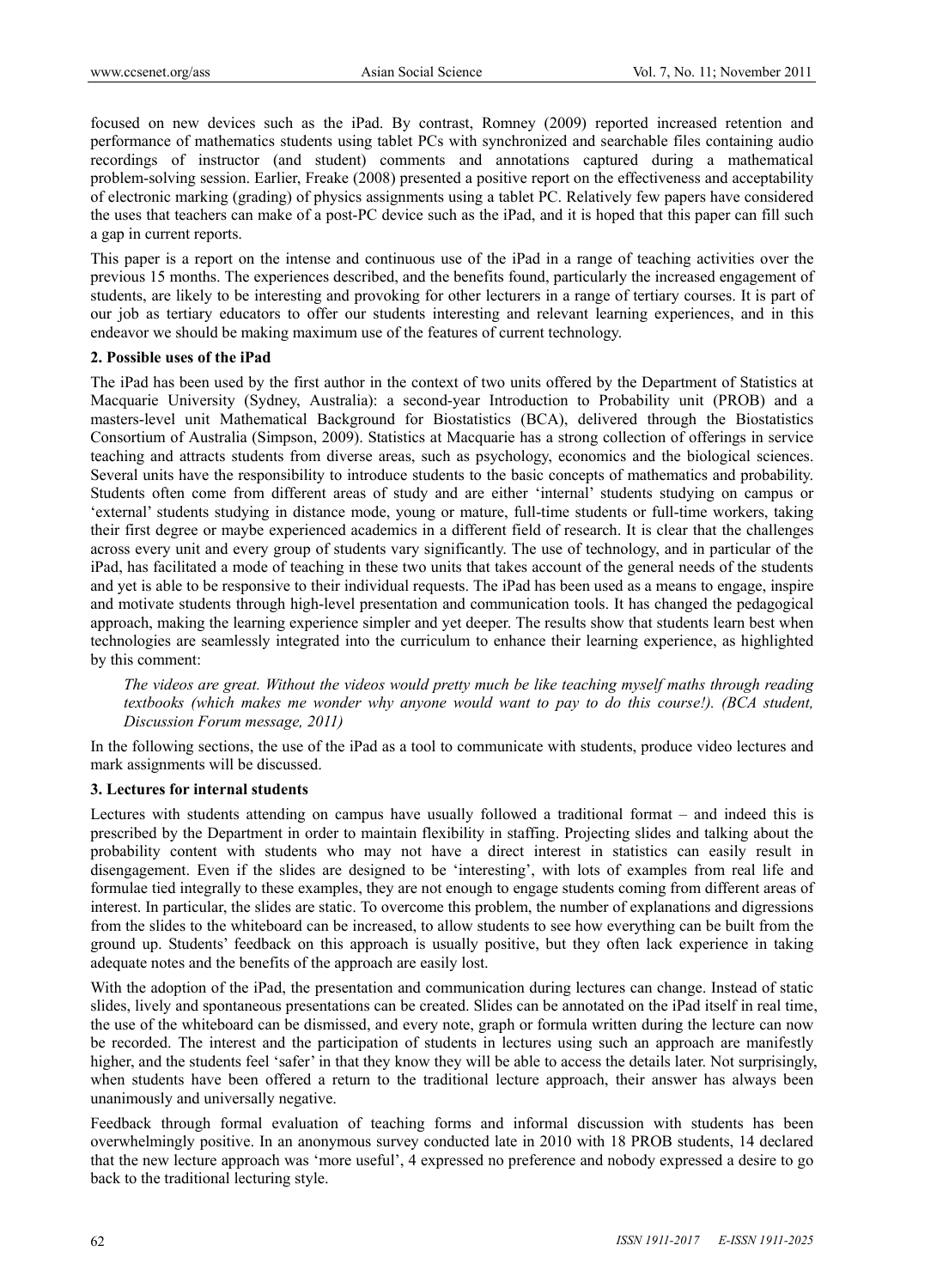focused on new devices such as the iPad. By contrast, Romney (2009) reported increased retention and performance of mathematics students using tablet PCs with synchronized and searchable files containing audio recordings of instructor (and student) comments and annotations captured during a mathematical problem-solving session. Earlier, Freake (2008) presented a positive report on the effectiveness and acceptability of electronic marking (grading) of physics assignments using a tablet PC. Relatively few papers have considered the uses that teachers can make of a post-PC device such as the iPad, and it is hoped that this paper can fill such a gap in current reports.

This paper is a report on the intense and continuous use of the iPad in a range of teaching activities over the previous 15 months. The experiences described, and the benefits found, particularly the increased engagement of students, are likely to be interesting and provoking for other lecturers in a range of tertiary courses. It is part of our job as tertiary educators to offer our students interesting and relevant learning experiences, and in this endeavor we should be making maximum use of the features of current technology.

## 2. Possible uses of the iPad

The iPad has been used by the first author in the context of two units offered by the Department of Statistics at Macquarie University (Sydney, Australia): a second-year Introduction to Probability unit (PROB) and a masters-level unit Mathematical Background for Biostatistics (BCA), delivered through the Biostatistics Consortium of Australia (Simpson, 2009). Statistics at Macquarie has a strong collection of offerings in service teaching and attracts students from diverse areas, such as psychology, economics and the biological sciences. Several units have the responsibility to introduce students to the basic concepts of mathematics and probability. Students often come from different areas of study and are either 'internal' students studying on campus or 'external' students studying in distance mode, young or mature, full-time students or full-time workers, taking their first degree or maybe experienced academics in a different field of research. It is clear that the challenges across every unit and every group of students vary significantly. The use of technology, and in particular of the iPad, has facilitated a mode of teaching in these two units that takes account of the general needs of the students and yet is able to be responsive to their individual requests. The iPad has been used as a means to engage, inspire and motivate students through high-level presentation and communication tools. It has changed the pedagogical approach, making the learning experience simpler and yet deeper. The results show that students learn best when technologies are seamlessly integrated into the curriculum to enhance their learning experience, as highlighted by this comment:

> *The videos are great. Without the videos would pretty much be like teaching myself maths through reading textbooks (which makes me wonder why anyone would want to pay to do this course!). (BCA student, Discussion Forum message, 2011)*

In the following sections, the use of the iPad as a tool to communicate with students, produce video lectures and mark assignments will be discussed.

## 3. Lectures for internal students

Lectures with students attending on campus have usually followed a traditional format – and indeed this is prescribed by the Department in order to maintain flexibility in staffing. Projecting slides and talking about the probability content with students who may not have a direct interest in statistics can easily result in disengagement. Even if the slides are designed to be 'interesting', with lots of examples from real life and formulae tied integrally to these examples, they are not enough to engage students coming from different areas of interest. In particular, the slides are static. To overcome this problem, the number of explanations and digressions from the slides to the whiteboard can be increased, to allow students to see how everything can be built from the ground up. Students' feedback on this approach is usually positive, but they often lack experience in taking adequate notes and the benefits of the approach are easily lost.

With the adoption of the iPad, the presentation and communication during lectures can change. Instead of static slides, lively and spontaneous presentations can be created. Slides can be annotated on the iPad itself in real time, the use of the whiteboard can be dismissed, and every note, graph or formula written during the lecture can now be recorded. The interest and the participation of students in lectures using such an approach are manifestly higher, and the students feel 'safer' in that they know they will be able to access the details later. Not surprisingly, when students have been offered a return to the traditional lecture approach, their answer has always been unanimously and universally negative.

Feedback through formal evaluation of teaching forms and informal discussion with students has been overwhelmingly positive. In an anonymous survey conducted late in 2010 with 18 PROB students, 14 declared that the new lecture approach was 'more useful', 4 expressed no preference and nobody expressed a desire to go back to the traditional lecturing style.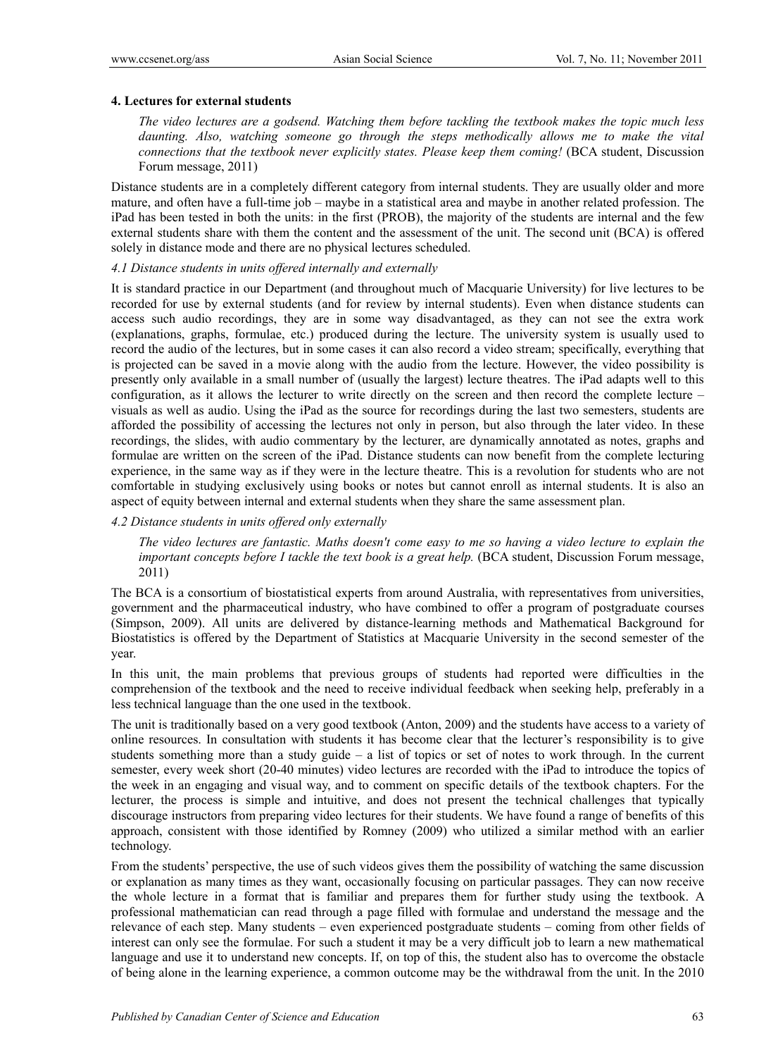### 4. Lectures for external students

> *The video lectures are a godsend. Watching them before tackling the textbook makes the topic much less daunting. Also, watching someone go through the steps methodically allows me to make the vital connections that the textbook never explicitly states. Please keep them coming!* (BCA student, Discussion Forum message, 2011)

Distance students are in a completely different category from internal students. They are usually older and more mature, and often have a full-time job – maybe in a statistical area and maybe in another related profession. The iPad has been tested in both the units: in the first (PROB), the majority of the students are internal and the few external students share with them the content and the assessment of the unit. The second unit (BCA) is offered solely in distance mode and there are no physical lectures scheduled.

#### *4.1 Distance students in units offered internally and externally*

It is standard practice in our Department (and throughout much of Macquarie University) for live lectures to be recorded for use by external students (and for review by internal students). Even when distance students can access such audio recordings, they are in some way disadvantaged, as they can not see the extra work (explanations, graphs, formulae, etc.) produced during the lecture. The university system is usually used to record the audio of the lectures, but in some cases it can also record a video stream; specifically, everything that is projected can be saved in a movie along with the audio from the lecture. However, the video possibility is presently only available in a small number of (usually the largest) lecture theatres. The iPad adapts well to this configuration, as it allows the lecturer to write directly on the screen and then record the complete lecture – visuals as well as audio. Using the iPad as the source for recordings during the last two semesters, students are afforded the possibility of accessing the lectures not only in person, but also through the later video. In these recordings, the slides, with audio commentary by the lecturer, are dynamically annotated as notes, graphs and formulae are written on the screen of the iPad. Distance students can now benefit from the complete lecturing experience, in the same way as if they were in the lecture theatre. This is a revolution for students who are not comfortable in studying exclusively using books or notes but cannot enroll as internal students. It is also an aspect of equity between internal and external students when they share the same assessment plan.

#### *4.2 Distance students in units offered only externally*

> *The video lectures are fantastic. Maths doesn't come easy to me so having a video lecture to explain the important concepts before I tackle the text book is a great help.* (BCA student, Discussion Forum message, 2011)

The BCA is a consortium of biostatistical experts from around Australia, with representatives from universities, government and the pharmaceutical industry, who have combined to offer a program of postgraduate courses (Simpson, 2009). All units are delivered by distance-learning methods and Mathematical Background for Biostatistics is offered by the Department of Statistics at Macquarie University in the second semester of the year.

In this unit, the main problems that previous groups of students had reported were difficulties in the comprehension of the textbook and the need to receive individual feedback when seeking help, preferably in a less technical language than the one used in the textbook.

The unit is traditionally based on a very good textbook (Anton, 2009) and the students have access to a variety of online resources. In consultation with students it has become clear that the lecturer's responsibility is to give students something more than a study guide – a list of topics or set of notes to work through. In the current semester, every week short (20-40 minutes) video lectures are recorded with the iPad to introduce the topics of the week in an engaging and visual way, and to comment on specific details of the textbook chapters. For the lecturer, the process is simple and intuitive, and does not present the technical challenges that typically discourage instructors from preparing video lectures for their students. We have found a range of benefits of this approach, consistent with those identified by Romney (2009) who utilized a similar method with an earlier technology.

From the students' perspective, the use of such videos gives them the possibility of watching the same discussion or explanation as many times as they want, occasionally focusing on particular passages. They can now receive the whole lecture in a format that is familiar and prepares them for further study using the textbook. A professional mathematician can read through a page filled with formulae and understand the message and the relevance of each step. Many students – even experienced postgraduate students – coming from other fields of interest can only see the formulae. For such a student it may be a very difficult job to learn a new mathematical language and use it to understand new concepts. If, on top of this, the student also has to overcome the obstacle of being alone in the learning experience, a common outcome may be the withdrawal from the unit. In the 2010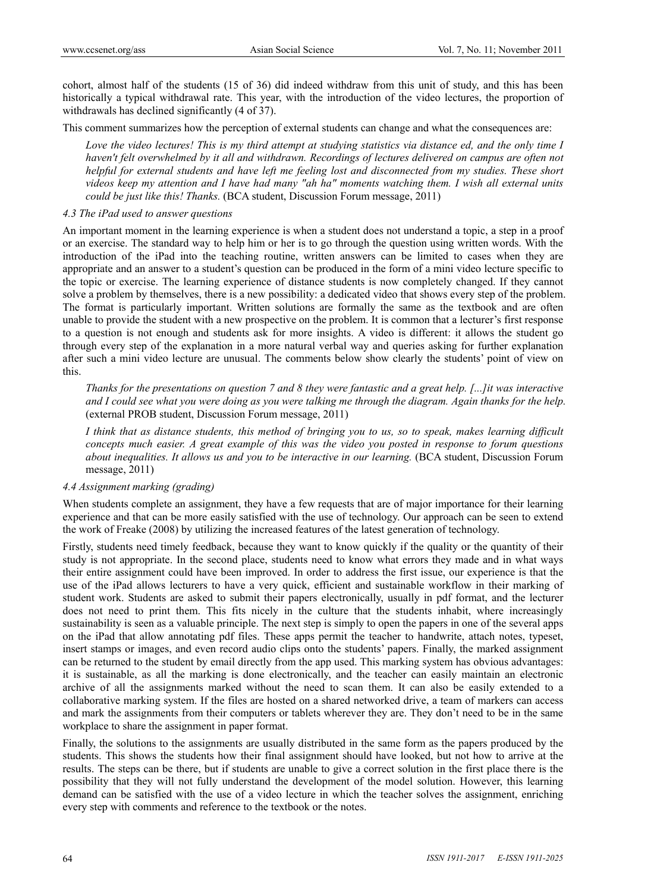cohort, almost half of the students (15 of 36) did indeed withdraw from this unit of study, and this has been historically a typical withdrawal rate. This year, with the introduction of the video lectures, the proportion of withdrawals has declined significantly (4 of 37).

This comment summarizes how the perception of external students can change and what the consequences are:

> *Love the video lectures! This is my third attempt at studying statistics via distance ed, and the only time I haven't felt overwhelmed by it all and withdrawn. Recordings of lectures delivered on campus are often not helpful for external students and have left me feeling lost and disconnected from my studies. These short videos keep my attention and I have had many "ah ha" moments watching them. I wish all external units could be just like this! Thanks.* (BCA student, Discussion Forum message, 2011)

### *4.3 The iPad used to answer questions*

An important moment in the learning experience is when a student does not understand a topic, a step in a proof or an exercise. The standard way to help him or her is to go through the question using written words. With the introduction of the iPad into the teaching routine, written answers can be limited to cases when they are appropriate and an answer to a student's question can be produced in the form of a mini video lecture specific to the topic or exercise. The learning experience of distance students is now completely changed. If they cannot solve a problem by themselves, there is a new possibility: a dedicated video that shows every step of the problem. The format is particularly important. Written solutions are formally the same as the textbook and are often unable to provide the student with a new prospective on the problem. It is common that a lecturer's first response to a question is not enough and students ask for more insights. A video is different: it allows the student go through every step of the explanation in a more natural verbal way and queries asking for further explanation after such a mini video lecture are unusual. The comments below show clearly the students' point of view on this.

> *Thanks for the presentations on question 7 and 8 they were fantastic and a great help. [...]it was interactive and I could see what you were doing as you were talking me through the diagram. Again thanks for the help.* (external PROB student, Discussion Forum message, 2011)

> *I think that as distance students, this method of bringing you to us, so to speak, makes learning difficult concepts much easier. A great example of this was the video you posted in response to forum questions about inequalities. It allows us and you to be interactive in our learning.* (BCA student, Discussion Forum message, 2011)

### *4.4 Assignment marking (grading)*

When students complete an assignment, they have a few requests that are of major importance for their learning experience and that can be more easily satisfied with the use of technology. Our approach can be seen to extend the work of Freake (2008) by utilizing the increased features of the latest generation of technology.

Firstly, students need timely feedback, because they want to know quickly if the quality or the quantity of their study is not appropriate. In the second place, students need to know what errors they made and in what ways their entire assignment could have been improved. In order to address the first issue, our experience is that the use of the iPad allows lecturers to have a very quick, efficient and sustainable workflow in their marking of student work. Students are asked to submit their papers electronically, usually in pdf format, and the lecturer does not need to print them. This fits nicely in the culture that the students inhabit, where increasingly sustainability is seen as a valuable principle. The next step is simply to open the papers in one of the several apps on the iPad that allow annotating pdf files. These apps permit the teacher to handwrite, attach notes, typeset, insert stamps or images, and even record audio clips onto the students' papers. Finally, the marked assignment can be returned to the student by email directly from the app used. This marking system has obvious advantages: it is sustainable, as all the marking is done electronically, and the teacher can easily maintain an electronic archive of all the assignments marked without the need to scan them. It can also be easily extended to a collaborative marking system. If the files are hosted on a shared networked drive, a team of markers can access and mark the assignments from their computers or tablets wherever they are. They don't need to be in the same workplace to share the assignment in paper format.

Finally, the solutions to the assignments are usually distributed in the same form as the papers produced by the students. This shows the students how their final assignment should have looked, but not how to arrive at the results. The steps can be there, but if students are unable to give a correct solution in the first place there is the possibility that they will not fully understand the development of the model solution. However, this learning demand can be satisfied with the use of a video lecture in which the teacher solves the assignment, enriching every step with comments and reference to the textbook or the notes.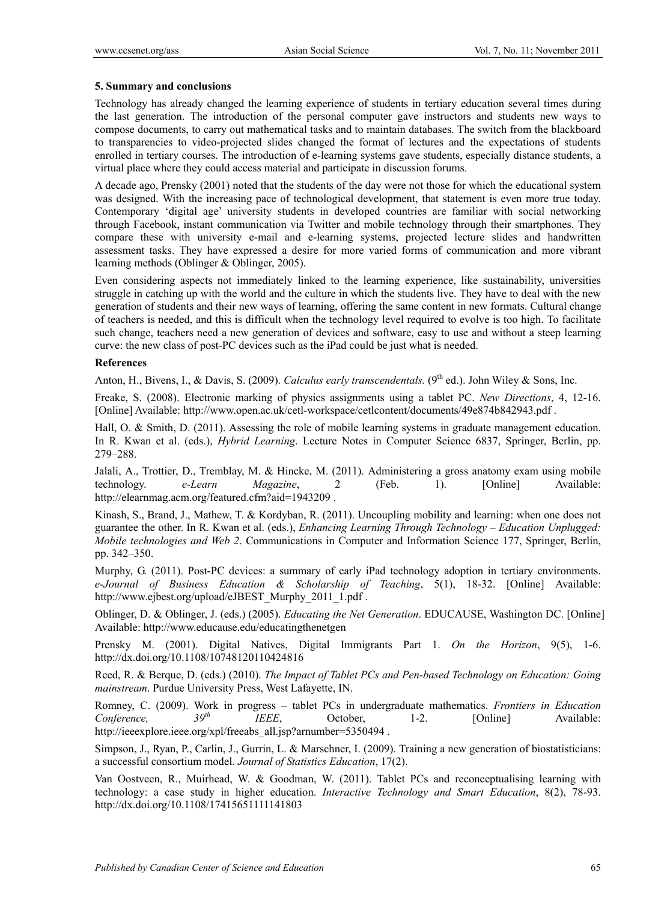## 5. Summary and conclusions

Technology has already changed the learning experience of students in tertiary education several times during the last generation. The introduction of the personal computer gave instructors and students new ways to compose documents, to carry out mathematical tasks and to maintain databases. The switch from the blackboard to transparencies to video-projected slides changed the format of lectures and the expectations of students enrolled in tertiary courses. The introduction of e-learning systems gave students, especially distance students, a virtual place where they could access material and participate in discussion forums.

A decade ago, Prensky (2001) noted that the students of the day were not those for which the educational system was designed. With the increasing pace of technological development, that statement is even more true today. Contemporary 'digital age' university students in developed countries are familiar with social networking through Facebook, instant communication via Twitter and mobile technology through their smartphones. They compare these with university e-mail and e-learning systems, projected lecture slides and handwritten assessment tasks. They have expressed a desire for more varied forms of communication and more vibrant learning methods (Oblinger & Oblinger, 2005).

Even considering aspects not immediately linked to the learning experience, like sustainability, universities struggle in catching up with the world and the culture in which the students live. They have to deal with the new generation of students and their new ways of learning, offering the same content in new formats. Cultural change of teachers is needed, and this is difficult when the technology level required to evolve is too high. To facilitate such change, teachers need a new generation of devices and software, easy to use and without a steep learning curve: the new class of post-PC devices such as the iPad could be just what is needed.

## References

Anton, H., Bivens, I., & Davis, S. (2009). *Calculus early transcendentals.* (9th ed.). John Wiley & Sons, Inc.

Freake, S. (2008). Electronic marking of physics assignments using a tablet PC. *New Directions*, 4, 12-16. [Online] Available: http://www.open.ac.uk/cetl-workspace/cetlcontent/documents/49e874b842943.pdf .

Hall, O. & Smith, D. (2011). Assessing the role of mobile learning systems in graduate management education. In R. Kwan et al. (eds.), *Hybrid Learning*. Lecture Notes in Computer Science 6837, Springer, Berlin, pp. 279–288.

Jalali, A., Trottier, D., Tremblay, M. & Hincke, M. (2011). Administering a gross anatomy exam using mobile technology. *e-Learn Magazine*, 2 (Feb. 1). [Online] Available: http://elearnmag.acm.org/featured.cfm?aid=1943209 .

Kinash, S., Brand, J., Mathew, T. & Kordyban, R. (2011). Uncoupling mobility and learning: when one does not guarantee the other. In R. Kwan et al. (eds.), *Enhancing Learning Through Technology – Education Unplugged: Mobile technologies and Web 2*. Communications in Computer and Information Science 177, Springer, Berlin, pp. 342–350.

Murphy, G. (2011). Post-PC devices: a summary of early iPad technology adoption in tertiary environments. *e-Journal of Business Education & Scholarship of Teaching*, 5(1), 18-32. [Online] Available: http://www.ejbest.org/upload/eJBEST_Murphy_2011_1.pdf .

Oblinger, D. & Oblinger, J. (eds.) (2005). *Educating the Net Generation*. EDUCAUSE, Washington DC. [Online] Available: http://www.educause.edu/educatingthenetgen

Prensky M. (2001). Digital Natives, Digital Immigrants Part 1. *On the Horizon*, 9(5), 1-6. http://dx.doi.org/10.1108/10748120110424816

Reed, R. & Berque, D. (eds.) (2010). *The Impact of Tablet PCs and Pen-based Technology on Education: Going mainstream*. Purdue University Press, West Lafayette, IN.

Romney, C. (2009). Work in progress – tablet PCs in undergraduate mathematics. *Frontiers in Education Conference, 39th IEEE*, October, 1-2. [Online] Available: http://ieeexplore.ieee.org/xpl/freeabs_all.jsp?arnumber=5350494 .

Simpson, J., Ryan, P., Carlin, J., Gurrin, L. & Marschner, I. (2009). Training a new generation of biostatisticians: a successful consortium model. *Journal of Statistics Education*, 17(2).

Van Oostveen, R., Muirhead, W. & Goodman, W. (2011). Tablet PCs and reconceptualising learning with technology: a case study in higher education. *Interactive Technology and Smart Education*, 8(2), 78-93. http://dx.doi.org/10.1108/17415651111141803